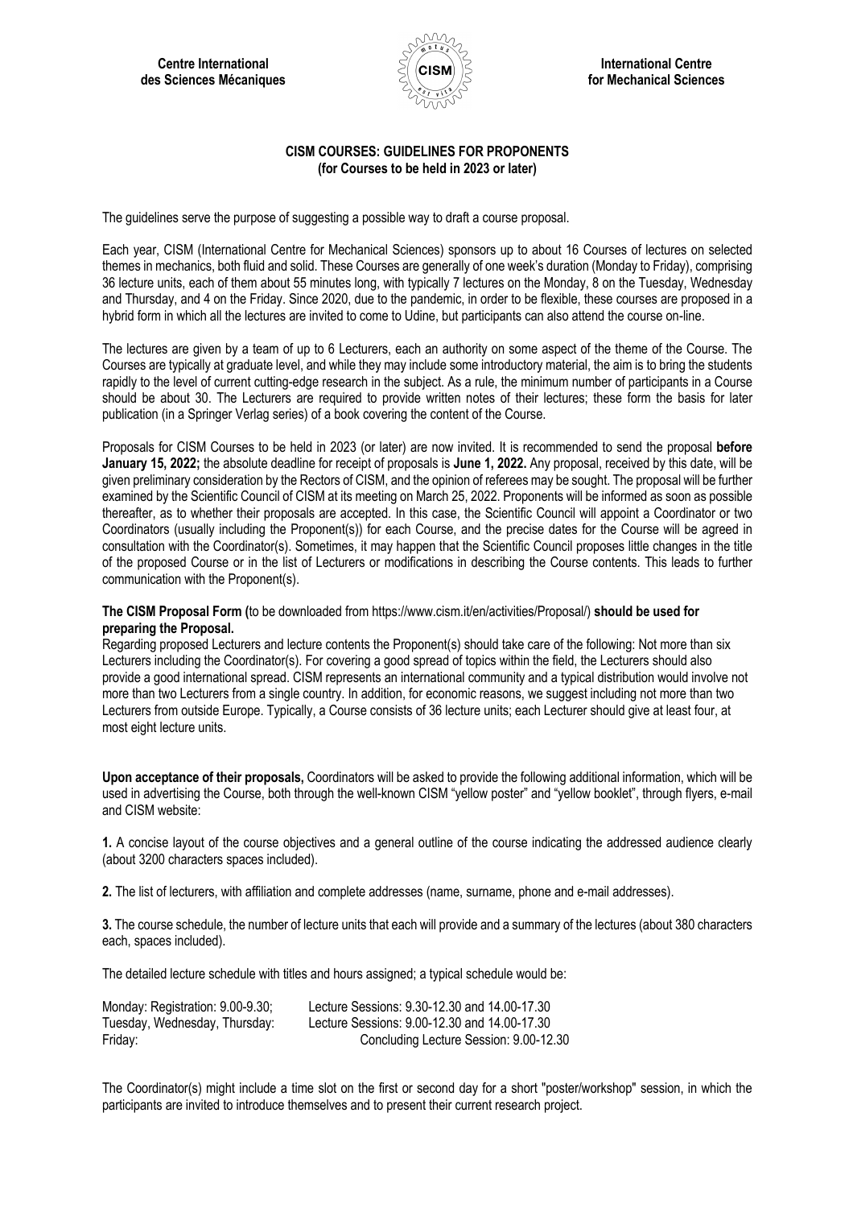**Centre International des Sciences Mécaniques**

**International Centre for Mechanical Sciences**

## CISM COURSES: GUIDELINES FOR PROPONENTS
### (for Courses to be held in 2023 or later)

The guidelines serve the purpose of suggesting a possible way to draft a course proposal.

Each year, CISM (International Centre for Mechanical Sciences) sponsors up to about 16 Courses of lectures on selected themes in mechanics, both fluid and solid. These Courses are generally of one week's duration (Monday to Friday), comprising 36 lecture units, each of them about 55 minutes long, with typically 7 lectures on the Monday, 8 on the Tuesday, Wednesday and Thursday, and 4 on the Friday. Since 2020, due to the pandemic, in order to be flexible, these courses are proposed in a hybrid form in which all the lectures are invited to come to Udine, but participants can also attend the course on-line.

The lectures are given by a team of up to 6 Lecturers, each an authority on some aspect of the theme of the Course. The Courses are typically at graduate level, and while they may include some introductory material, the aim is to bring the students rapidly to the level of current cutting-edge research in the subject. As a rule, the minimum number of participants in a Course should be about 30. The Lecturers are required to provide written notes of their lectures; these form the basis for later publication (in a Springer Verlag series) of a book covering the content of the Course.

Proposals for CISM Courses to be held in 2023 (or later) are now invited. It is recommended to send the proposal **before January 15, 2022;** the absolute deadline for receipt of proposals is **June 1, 2022.** Any proposal, received by this date, will be given preliminary consideration by the Rectors of CISM, and the opinion of referees may be sought. The proposal will be further examined by the Scientific Council of CISM at its meeting on March 25, 2022. Proponents will be informed as soon as possible thereafter, as to whether their proposals are accepted. In this case, the Scientific Council will appoint a Coordinator or two Coordinators (usually including the Proponent(s)) for each Course, and the precise dates for the Course will be agreed in consultation with the Coordinator(s). Sometimes, it may happen that the Scientific Council proposes little changes in the title of the proposed Course or in the list of Lecturers or modifications in describing the Course contents. This leads to further communication with the Proponent(s).

**The CISM Proposal Form (**to be downloaded from https://www.cism.it/en/activities/Proposal/) **should be used for preparing the Proposal.**

Regarding proposed Lecturers and lecture contents the Proponent(s) should take care of the following: Not more than six Lecturers including the Coordinator(s). For covering a good spread of topics within the field, the Lecturers should also provide a good international spread. CISM represents an international community and a typical distribution would involve not more than two Lecturers from a single country. In addition, for economic reasons, we suggest including not more than two Lecturers from outside Europe. Typically, a Course consists of 36 lecture units; each Lecturer should give at least four, at most eight lecture units.

**Upon acceptance of their proposals,** Coordinators will be asked to provide the following additional information, which will be used in advertising the Course, both through the well-known CISM "yellow poster" and "yellow booklet", through flyers, e-mail and CISM website:

**1.** A concise layout of the course objectives and a general outline of the course indicating the addressed audience clearly (about 3200 characters spaces included).

**2.** The list of lecturers, with affiliation and complete addresses (name, surname, phone and e-mail addresses).

**3.** The course schedule, the number of lecture units that each will provide and a summary of the lectures (about 380 characters each, spaces included).

The detailed lecture schedule with titles and hours assigned; a typical schedule would be:

| | |
|---|---|
| Monday: Registration: 9.00-9.30; | Lecture Sessions: 9.30-12.30 and 14.00-17.30 |
| Tuesday, Wednesday, Thursday: | Lecture Sessions: 9.00-12.30 and 14.00-17.30 |
| Friday: | Concluding Lecture Session: 9.00-12.30 |

The Coordinator(s) might include a time slot on the first or second day for a short "poster/workshop" session, in which the participants are invited to introduce themselves and to present their current research project.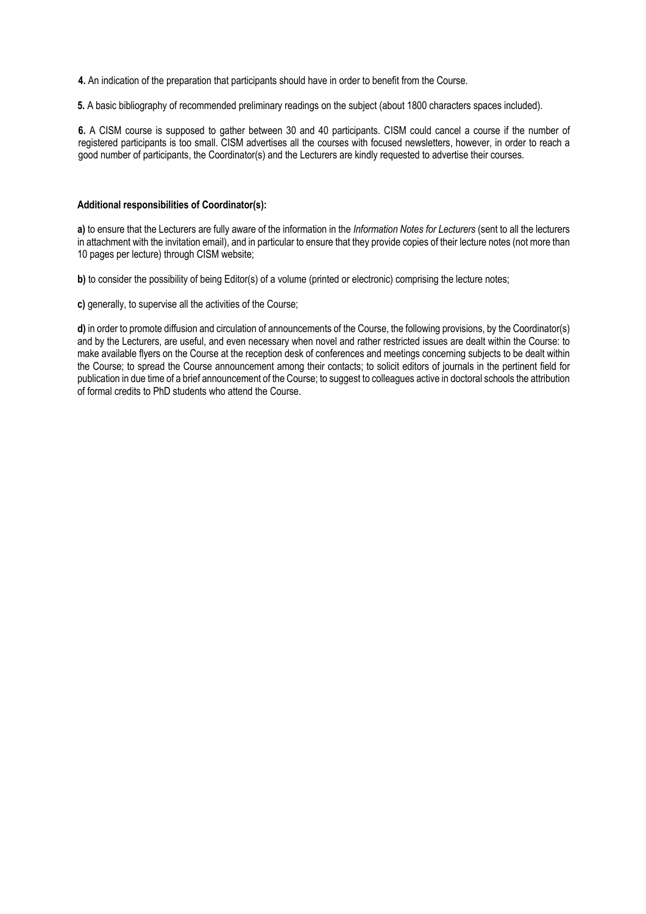**4.** An indication of the preparation that participants should have in order to benefit from the Course.

**5.** A basic bibliography of recommended preliminary readings on the subject (about 1800 characters spaces included).

**6.** A CISM course is supposed to gather between 30 and 40 participants. CISM could cancel a course if the number of registered participants is too small. CISM advertises all the courses with focused newsletters, however, in order to reach a good number of participants, the Coordinator(s) and the Lecturers are kindly requested to advertise their courses.

**Additional responsibilities of Coordinator(s):**

**a)** to ensure that the Lecturers are fully aware of the information in the *Information Notes for Lecturers* (sent to all the lecturers in attachment with the invitation email), and in particular to ensure that they provide copies of their lecture notes (not more than 10 pages per lecture) through CISM website;

**b)** to consider the possibility of being Editor(s) of a volume (printed or electronic) comprising the lecture notes;

**c)** generally, to supervise all the activities of the Course;

**d)** in order to promote diffusion and circulation of announcements of the Course, the following provisions, by the Coordinator(s) and by the Lecturers, are useful, and even necessary when novel and rather restricted issues are dealt within the Course: to make available flyers on the Course at the reception desk of conferences and meetings concerning subjects to be dealt within the Course; to spread the Course announcement among their contacts; to solicit editors of journals in the pertinent field for publication in due time of a brief announcement of the Course; to suggest to colleagues active in doctoral schools the attribution of formal credits to PhD students who attend the Course.